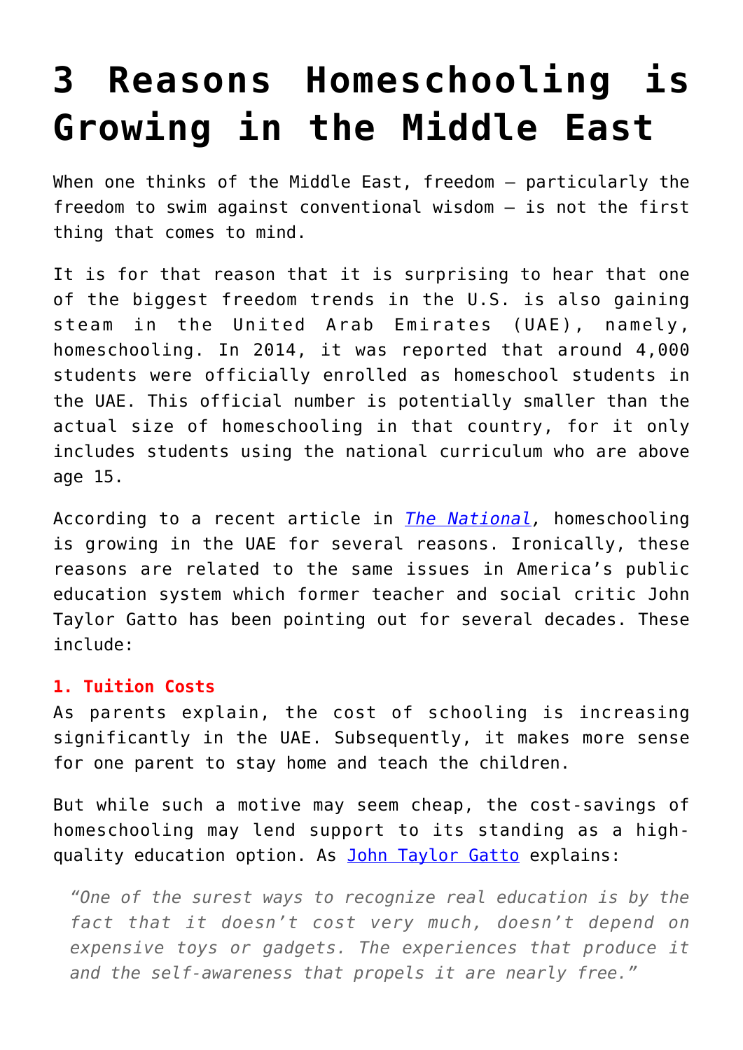# 3 Reasons Homeschooling is Growing in the Middle East

When one thinks of the Middle East, freedom – particularly the freedom to swim against conventional wisdom – is not the first thing that comes to mind.

It is for that reason that it is surprising to hear that one of the biggest freedom trends in the U.S. is also gaining steam in the United Arab Emirates (UAE), namely, homeschooling. In 2014, it was reported that around 4,000 students were officially enrolled as homeschool students in the UAE. This official number is potentially smaller than the actual size of homeschooling in that country, for it only includes students using the national curriculum who are above age 15.

According to a recent article in *The National*, homeschooling is growing in the UAE for several reasons. Ironically, these reasons are related to the same issues in America's public education system which former teacher and social critic John Taylor Gatto has been pointing out for several decades. These include:

**1. Tuition Costs**

As parents explain, the cost of schooling is increasing significantly in the UAE. Subsequently, it makes more sense for one parent to stay home and teach the children.

But while such a motive may seem cheap, the cost-savings of homeschooling may lend support to its standing as a high-quality education option. As John Taylor Gatto explains:

> *"One of the surest ways to recognize real education is by the fact that it doesn't cost very much, doesn't depend on expensive toys or gadgets. The experiences that produce it and the self-awareness that propels it are nearly free."*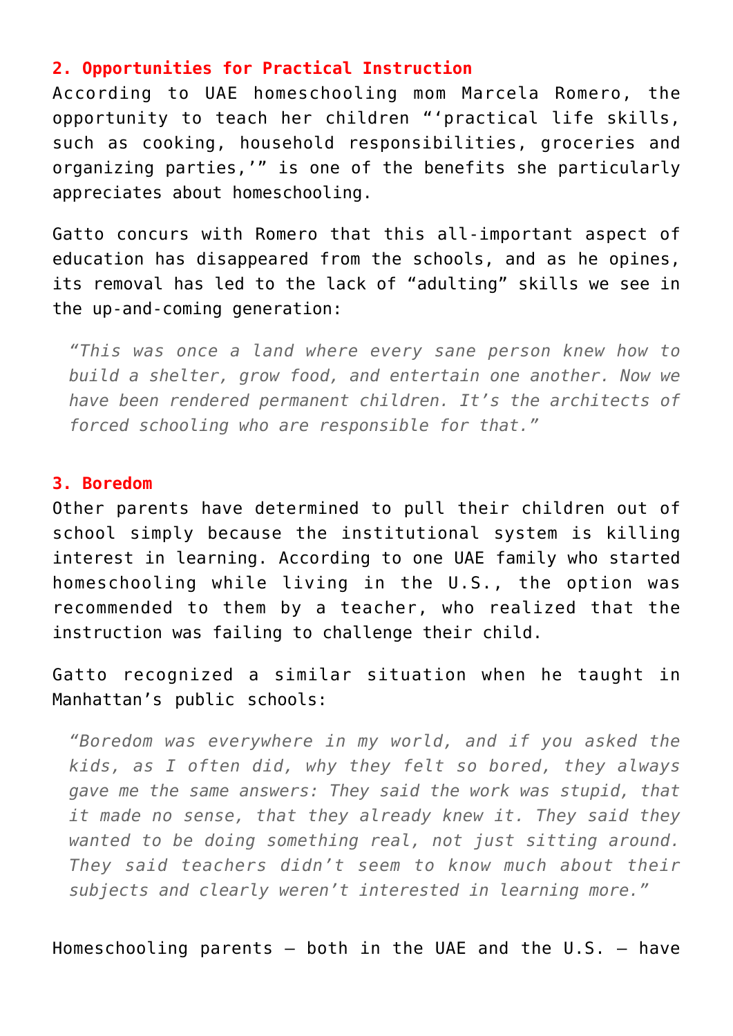### 2. Opportunities for Practical Instruction

According to UAE homeschooling mom Marcela Romero, the opportunity to teach her children "'practical life skills, such as cooking, household responsibilities, groceries and organizing parties,'" is one of the benefits she particularly appreciates about homeschooling.

Gatto concurs with Romero that this all-important aspect of education has disappeared from the schools, and as he opines, its removal has led to the lack of "adulting" skills we see in the up-and-coming generation:

> *"This was once a land where every sane person knew how to build a shelter, grow food, and entertain one another. Now we have been rendered permanent children. It's the architects of forced schooling who are responsible for that."*

### 3. Boredom

Other parents have determined to pull their children out of school simply because the institutional system is killing interest in learning. According to one UAE family who started homeschooling while living in the U.S., the option was recommended to them by a teacher, who realized that the instruction was failing to challenge their child.

Gatto recognized a similar situation when he taught in Manhattan's public schools:

> *"Boredom was everywhere in my world, and if you asked the kids, as I often did, why they felt so bored, they always gave me the same answers: They said the work was stupid, that it made no sense, that they already knew it. They said they wanted to be doing something real, not just sitting around. They said teachers didn't seem to know much about their subjects and clearly weren't interested in learning more."*

Homeschooling parents – both in the UAE and the U.S. – have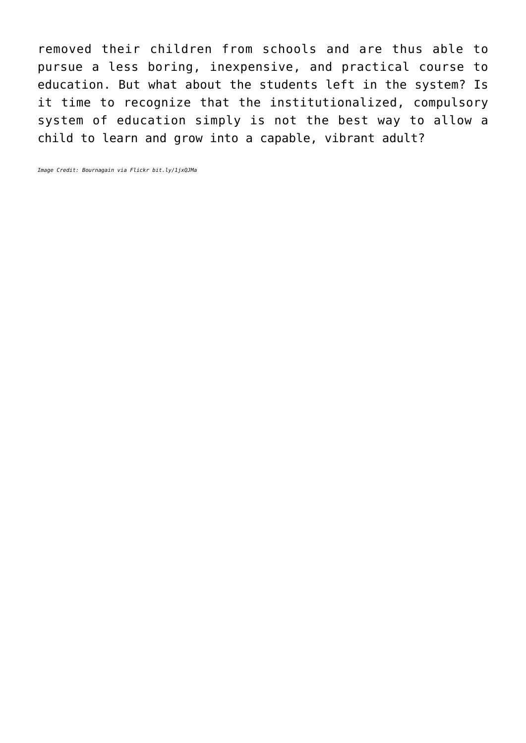removed their children from schools and are thus able to pursue a less boring, inexpensive, and practical course to education. But what about the students left in the system? Is it time to recognize that the institutionalized, compulsory system of education simply is not the best way to allow a child to learn and grow into a capable, vibrant adult?

*Image Credit: Bournagain via Flickr bit.ly/1jxQJMa*